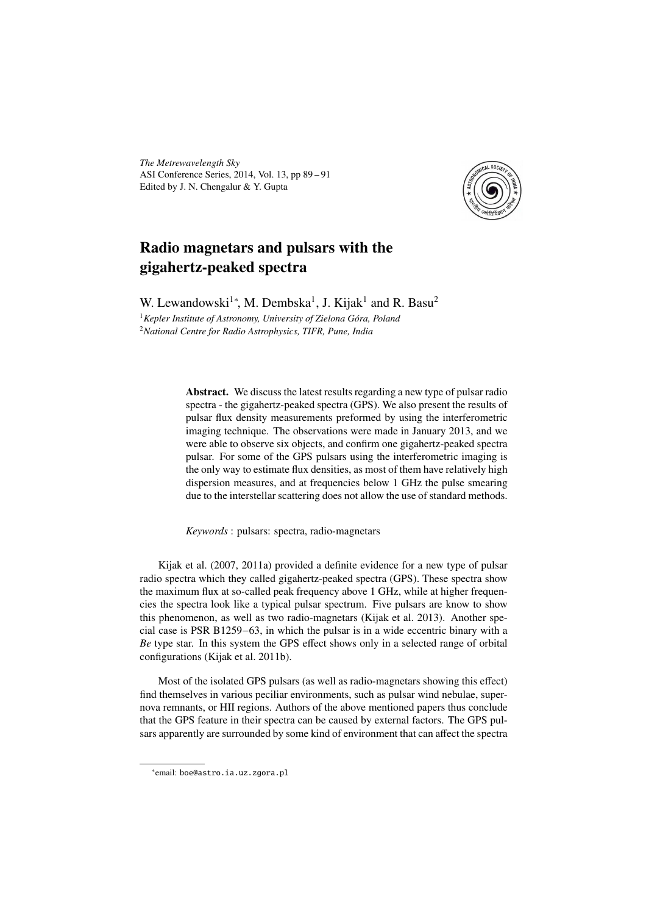*The Metrewavelength Sky*
ASI Conference Series, 2014, Vol. 13, pp 89 – 91
Edited by J. N. Chengalur & Y. Gupta

# Radio magnetars and pulsars with the gigahertz-peaked spectra

W. Lewandowski[1*], M. Dembska[1], J. Kijak[1] and R. Basu[2]

[1]*Kepler Institute of Astronomy, University of Zielona Góra, Poland*
[2]*National Centre for Radio Astrophysics, TIFR, Pune, India*

**Abstract.** We discuss the latest results regarding a new type of pulsar radio spectra - the gigahertz-peaked spectra (GPS). We also present the results of pulsar flux density measurements preformed by using the interferometric imaging technique. The observations were made in January 2013, and we were able to observe six objects, and confirm one gigahertz-peaked spectra pulsar. For some of the GPS pulsars using the interferometric imaging is the only way to estimate flux densities, as most of them have relatively high dispersion measures, and at frequencies below 1 GHz the pulse smearing due to the interstellar scattering does not allow the use of standard methods.

*Keywords* : pulsars: spectra, radio-magnetars

Kijak et al. (2007, 2011a) provided a definite evidence for a new type of pulsar radio spectra which they called gigahertz-peaked spectra (GPS). These spectra show the maximum flux at so-called peak frequency above 1 GHz, while at higher frequencies the spectra look like a typical pulsar spectrum. Five pulsars are know to show this phenomenon, as well as two radio-magnetars (Kijak et al. 2013). Another special case is PSR B1259−63, in which the pulsar is in a wide eccentric binary with a *Be* type star. In this system the GPS effect shows only in a selected range of orbital configurations (Kijak et al. 2011b).

Most of the isolated GPS pulsars (as well as radio-magnetars showing this effect) find themselves in various peciliar environments, such as pulsar wind nebulae, supernova remnants, or HII regions. Authors of the above mentioned papers thus conclude that the GPS feature in their spectra can be caused by external factors. The GPS pulsars apparently are surrounded by some kind of environment that can affect the spectra

*email: boe@astro.ia.uz.zgora.pl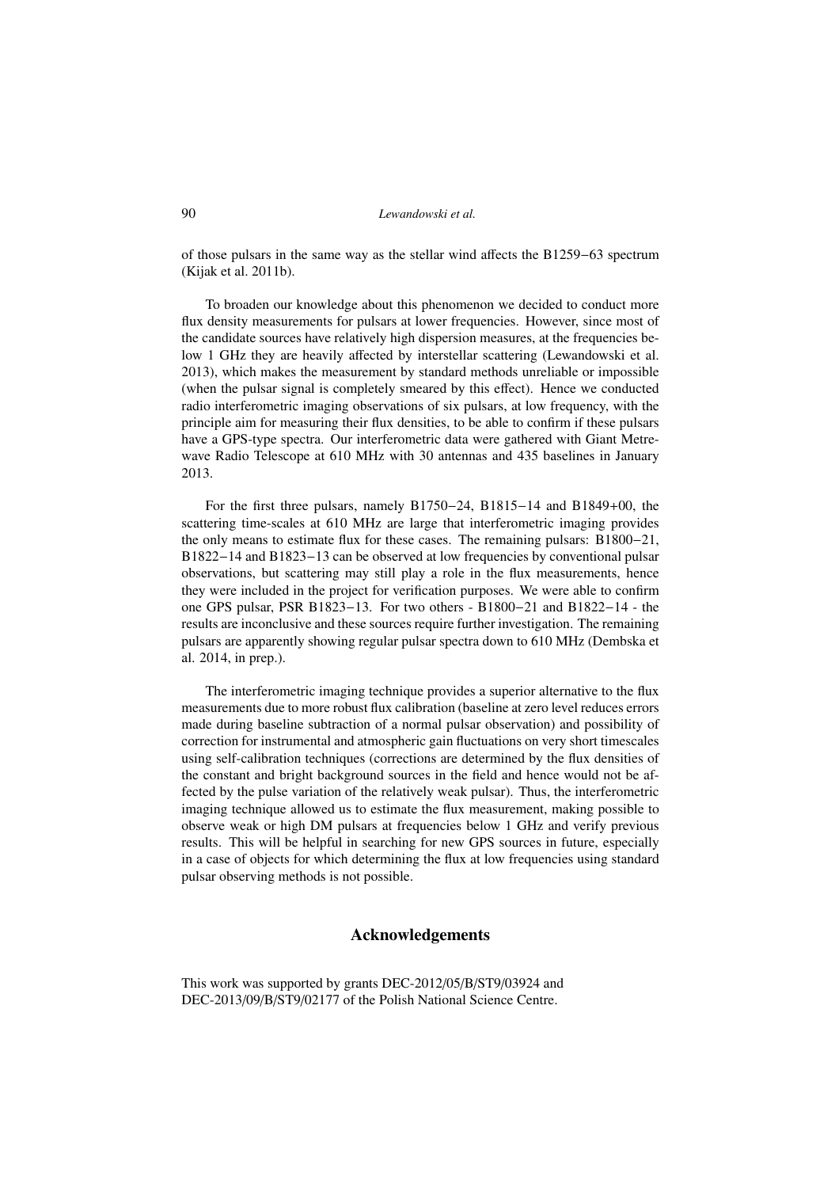of those pulsars in the same way as the stellar wind affects the B1259−63 spectrum (Kijak et al. 2011b).

To broaden our knowledge about this phenomenon we decided to conduct more flux density measurements for pulsars at lower frequencies. However, since most of the candidate sources have relatively high dispersion measures, at the frequencies below 1 GHz they are heavily affected by interstellar scattering (Lewandowski et al. 2013), which makes the measurement by standard methods unreliable or impossible (when the pulsar signal is completely smeared by this effect). Hence we conducted radio interferometric imaging observations of six pulsars, at low frequency, with the principle aim for measuring their flux densities, to be able to confirm if these pulsars have a GPS-type spectra. Our interferometric data were gathered with Giant Metrewave Radio Telescope at 610 MHz with 30 antennas and 435 baselines in January 2013.

For the first three pulsars, namely B1750−24, B1815−14 and B1849+00, the scattering time-scales at 610 MHz are large that interferometric imaging provides the only means to estimate flux for these cases. The remaining pulsars: B1800−21, B1822−14 and B1823−13 can be observed at low frequencies by conventional pulsar observations, but scattering may still play a role in the flux measurements, hence they were included in the project for verification purposes. We were able to confirm one GPS pulsar, PSR B1823−13. For two others - B1800−21 and B1822−14 - the results are inconclusive and these sources require further investigation. The remaining pulsars are apparently showing regular pulsar spectra down to 610 MHz (Dembska et al. 2014, in prep.).

The interferometric imaging technique provides a superior alternative to the flux measurements due to more robust flux calibration (baseline at zero level reduces errors made during baseline subtraction of a normal pulsar observation) and possibility of correction for instrumental and atmospheric gain fluctuations on very short timescales using self-calibration techniques (corrections are determined by the flux densities of the constant and bright background sources in the field and hence would not be affected by the pulse variation of the relatively weak pulsar). Thus, the interferometric imaging technique allowed us to estimate the flux measurement, making possible to observe weak or high DM pulsars at frequencies below 1 GHz and verify previous results. This will be helpful in searching for new GPS sources in future, especially in a case of objects for which determining the flux at low frequencies using standard pulsar observing methods is not possible.

## Acknowledgements

This work was supported by grants DEC-2012/05/B/ST9/03924 and DEC-2013/09/B/ST9/02177 of the Polish National Science Centre.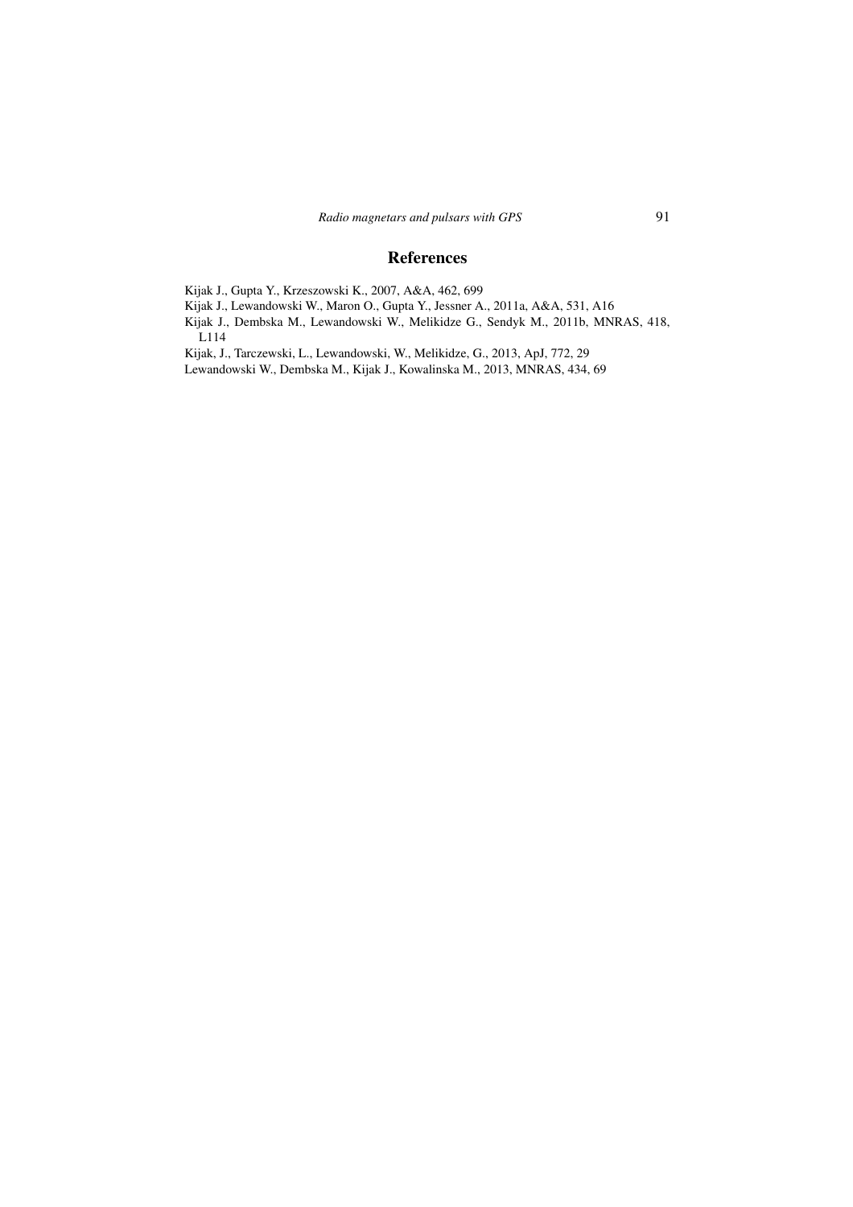## References

Kijak J., Gupta Y., Krzeszowski K., 2007, A&A, 462, 699

Kijak J., Lewandowski W., Maron O., Gupta Y., Jessner A., 2011a, A&A, 531, A16

Kijak J., Dembska M., Lewandowski W., Melikidze G., Sendyk M., 2011b, MNRAS, 418, L114

Kijak, J., Tarczewski, L., Lewandowski, W., Melikidze, G., 2013, ApJ, 772, 29

Lewandowski W., Dembska M., Kijak J., Kowalinska M., 2013, MNRAS, 434, 69